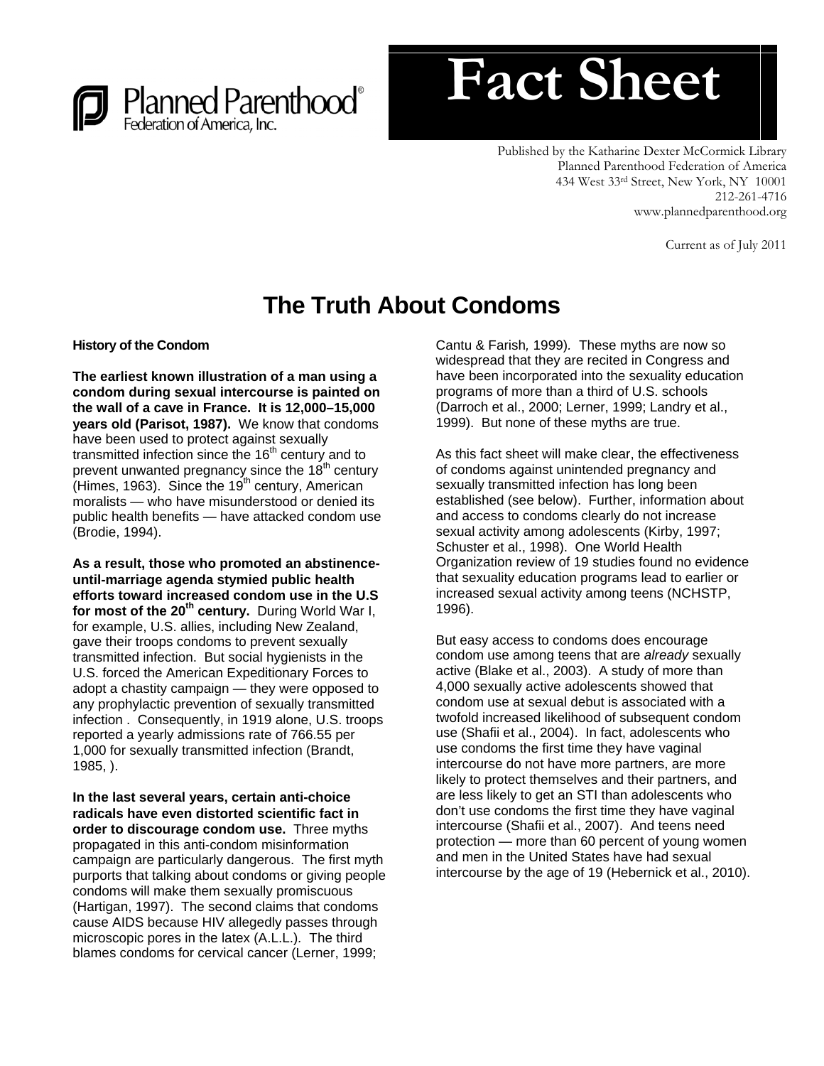Planned Parenthood® Federation of America, Inc.

# Fact Sheet

Published by the Katharine Dexter McCormick Library
Planned Parenthood Federation of America
434 West 33rd Street, New York, NY 10001
212-261-4716
www.plannedparenthood.org

Current as of July 2011

## The Truth About Condoms

### History of the Condom

**The earliest known illustration of a man using a condom during sexual intercourse is painted on the wall of a cave in France. It is 12,000–15,000 years old (Parisot, 1987).** We know that condoms have been used to protect against sexually transmitted infection since the 16th century and to prevent unwanted pregnancy since the 18th century (Himes, 1963). Since the 19th century, American moralists — who have misunderstood or denied its public health benefits — have attacked condom use (Brodie, 1994).

**As a result, those who promoted an abstinence-until-marriage agenda stymied public health efforts toward increased condom use in the U.S for most of the 20th century.** During World War I, for example, U.S. allies, including New Zealand, gave their troops condoms to prevent sexually transmitted infection. But social hygienists in the U.S. forced the American Expeditionary Forces to adopt a chastity campaign — they were opposed to any prophylactic prevention of sexually transmitted infection . Consequently, in 1919 alone, U.S. troops reported a yearly admissions rate of 766.55 per 1,000 for sexually transmitted infection (Brandt, 1985, ).

**In the last several years, certain anti-choice radicals have even distorted scientific fact in order to discourage condom use.** Three myths propagated in this anti-condom misinformation campaign are particularly dangerous. The first myth purports that talking about condoms or giving people condoms will make them sexually promiscuous (Hartigan, 1997). The second claims that condoms cause AIDS because HIV allegedly passes through microscopic pores in the latex (A.L.L.). The third blames condoms for cervical cancer (Lerner, 1999; Cantu & Farish, 1999). These myths are now so widespread that they are recited in Congress and have been incorporated into the sexuality education programs of more than a third of U.S. schools (Darroch et al., 2000; Lerner, 1999; Landry et al., 1999). But none of these myths are true.

As this fact sheet will make clear, the effectiveness of condoms against unintended pregnancy and sexually transmitted infection has long been established (see below). Further, information about and access to condoms clearly do not increase sexual activity among adolescents (Kirby, 1997; Schuster et al., 1998). One World Health Organization review of 19 studies found no evidence that sexuality education programs lead to earlier or increased sexual activity among teens (NCHSTP, 1996).

But easy access to condoms does encourage condom use among teens that are *already* sexually active (Blake et al., 2003). A study of more than 4,000 sexually active adolescents showed that condom use at sexual debut is associated with a twofold increased likelihood of subsequent condom use (Shafii et al., 2004). In fact, adolescents who use condoms the first time they have vaginal intercourse do not have more partners, are more likely to protect themselves and their partners, and are less likely to get an STI than adolescents who don't use condoms the first time they have vaginal intercourse (Shafii et al., 2007). And teens need protection — more than 60 percent of young women and men in the United States have had sexual intercourse by the age of 19 (Hebernick et al., 2010).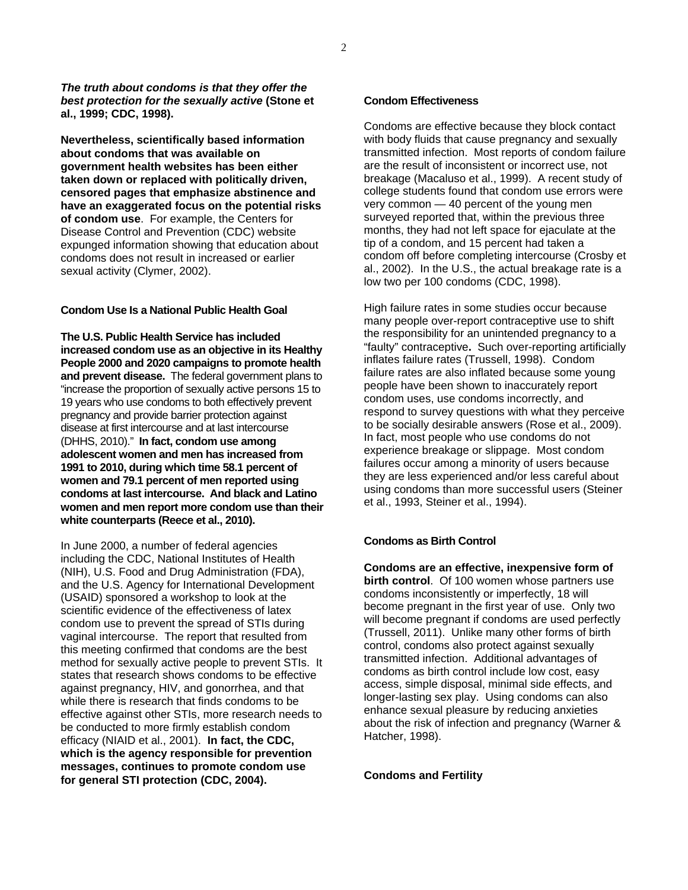***The truth about condoms is that they offer the best protection for the sexually active*** **(Stone et al., 1999; CDC, 1998).**

**Nevertheless, scientifically based information about condoms that was available on government health websites has been either taken down or replaced with politically driven, censored pages that emphasize abstinence and have an exaggerated focus on the potential risks of condom use**. For example, the Centers for Disease Control and Prevention (CDC) website expunged information showing that education about condoms does not result in increased or earlier sexual activity (Clymer, 2002).

### Condom Use Is a National Public Health Goal

**The U.S. Public Health Service has included increased condom use as an objective in its Healthy People 2000 and 2020 campaigns to promote health and prevent disease.** The federal government plans to "increase the proportion of sexually active persons 15 to 19 years who use condoms to both effectively prevent pregnancy and provide barrier protection against disease at first intercourse and at last intercourse (DHHS, 2010)." **In fact, condom use among adolescent women and men has increased from 1991 to 2010, during which time 58.1 percent of women and 79.1 percent of men reported using condoms at last intercourse. And black and Latino women and men report more condom use than their white counterparts (Reece et al., 2010).**

In June 2000, a number of federal agencies including the CDC, National Institutes of Health (NIH), U.S. Food and Drug Administration (FDA), and the U.S. Agency for International Development (USAID) sponsored a workshop to look at the scientific evidence of the effectiveness of latex condom use to prevent the spread of STIs during vaginal intercourse. The report that resulted from this meeting confirmed that condoms are the best method for sexually active people to prevent STIs. It states that research shows condoms to be effective against pregnancy, HIV, and gonorrhea, and that while there is research that finds condoms to be effective against other STIs, more research needs to be conducted to more firmly establish condom efficacy (NIAID et al., 2001). **In fact, the CDC, which is the agency responsible for prevention messages, continues to promote condom use for general STI protection (CDC, 2004).**

### Condom Effectiveness

Condoms are effective because they block contact with body fluids that cause pregnancy and sexually transmitted infection. Most reports of condom failure are the result of inconsistent or incorrect use, not breakage (Macaluso et al., 1999). A recent study of college students found that condom use errors were very common — 40 percent of the young men surveyed reported that, within the previous three months, they had not left space for ejaculate at the tip of a condom, and 15 percent had taken a condom off before completing intercourse (Crosby et al., 2002). In the U.S., the actual breakage rate is a low two per 100 condoms (CDC, 1998).

High failure rates in some studies occur because many people over-report contraceptive use to shift the responsibility for an unintended pregnancy to a "faulty" contraceptive**.** Such over-reporting artificially inflates failure rates (Trussell, 1998). Condom failure rates are also inflated because some young people have been shown to inaccurately report condom uses, use condoms incorrectly, and respond to survey questions with what they perceive to be socially desirable answers (Rose et al., 2009). In fact, most people who use condoms do not experience breakage or slippage. Most condom failures occur among a minority of users because they are less experienced and/or less careful about using condoms than more successful users (Steiner et al., 1993, Steiner et al., 1994).

### Condoms as Birth Control

**Condoms are an effective, inexpensive form of birth control**. Of 100 women whose partners use condoms inconsistently or imperfectly, 18 will become pregnant in the first year of use. Only two will become pregnant if condoms are used perfectly (Trussell, 2011). Unlike many other forms of birth control, condoms also protect against sexually transmitted infection. Additional advantages of condoms as birth control include low cost, easy access, simple disposal, minimal side effects, and longer-lasting sex play. Using condoms can also enhance sexual pleasure by reducing anxieties about the risk of infection and pregnancy (Warner & Hatcher, 1998).

### Condoms and Fertility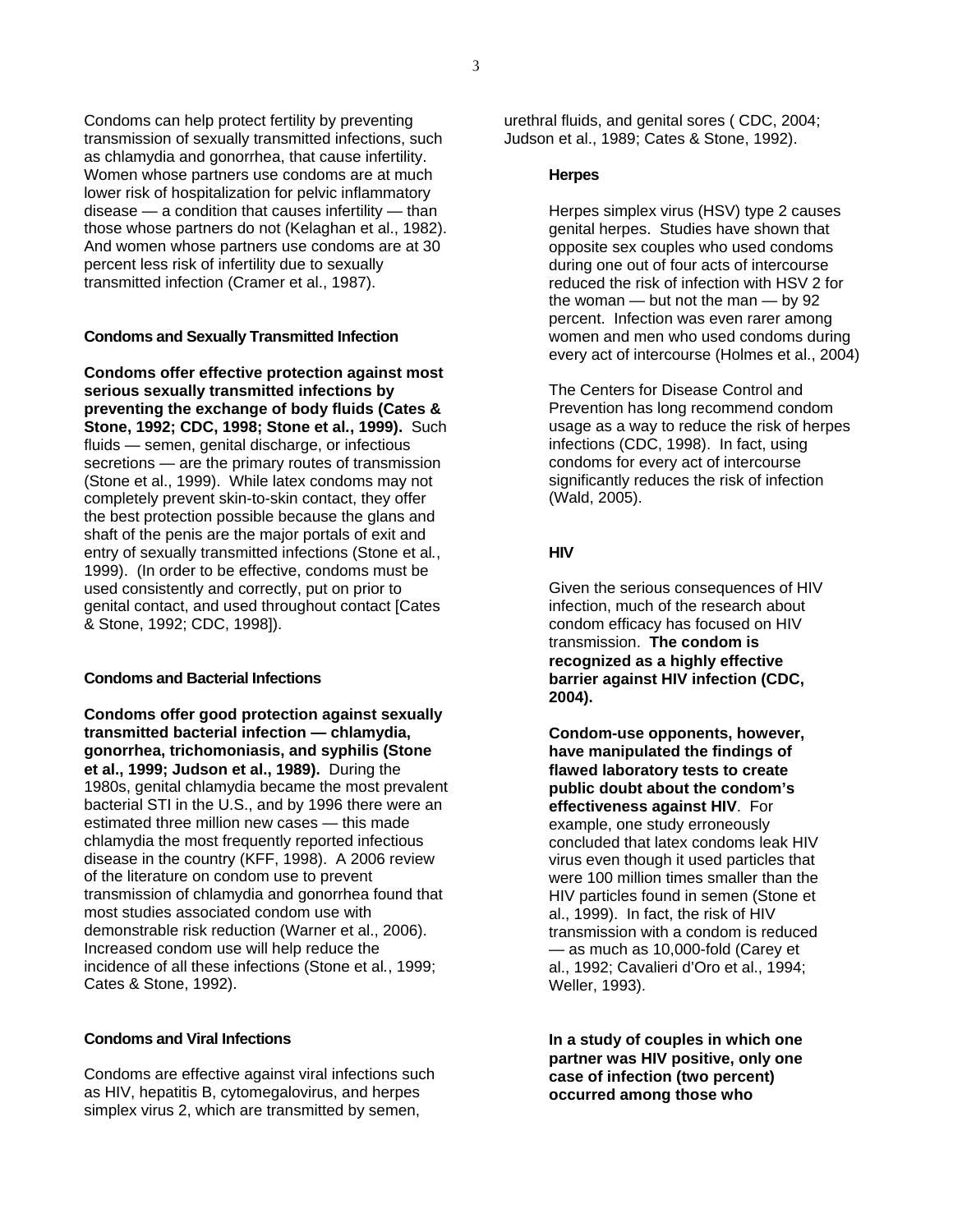Condoms can help protect fertility by preventing transmission of sexually transmitted infections, such as chlamydia and gonorrhea, that cause infertility. Women whose partners use condoms are at much lower risk of hospitalization for pelvic inflammatory disease — a condition that causes infertility — than those whose partners do not (Kelaghan et al., 1982). And women whose partners use condoms are at 30 percent less risk of infertility due to sexually transmitted infection (Cramer et al., 1987).

#### Condoms and Sexually Transmitted Infection

**Condoms offer effective protection against most serious sexually transmitted infections by preventing the exchange of body fluids (Cates & Stone, 1992; CDC, 1998; Stone et al., 1999).** Such fluids — semen, genital discharge, or infectious secretions — are the primary routes of transmission (Stone et al., 1999). While latex condoms may not completely prevent skin-to-skin contact, they offer the best protection possible because the glans and shaft of the penis are the major portals of exit and entry of sexually transmitted infections (Stone et al., 1999). (In order to be effective, condoms must be used consistently and correctly, put on prior to genital contact, and used throughout contact [Cates & Stone, 1992; CDC, 1998]).

#### Condoms and Bacterial Infections

**Condoms offer good protection against sexually transmitted bacterial infection — chlamydia, gonorrhea, trichomoniasis, and syphilis (Stone et al., 1999; Judson et al., 1989).** During the 1980s, genital chlamydia became the most prevalent bacterial STI in the U.S., and by 1996 there were an estimated three million new cases — this made chlamydia the most frequently reported infectious disease in the country (KFF, 1998). A 2006 review of the literature on condom use to prevent transmission of chlamydia and gonorrhea found that most studies associated condom use with demonstrable risk reduction (Warner et al., 2006). Increased condom use will help reduce the incidence of all these infections (Stone et al., 1999; Cates & Stone, 1992).

#### Condoms and Viral Infections

Condoms are effective against viral infections such as HIV, hepatitis B, cytomegalovirus, and herpes simplex virus 2, which are transmitted by semen, urethral fluids, and genital sores ( CDC, 2004; Judson et al., 1989; Cates & Stone, 1992).

##### Herpes

Herpes simplex virus (HSV) type 2 causes genital herpes. Studies have shown that opposite sex couples who used condoms during one out of four acts of intercourse reduced the risk of infection with HSV 2 for the woman — but not the man — by 92 percent. Infection was even rarer among women and men who used condoms during every act of intercourse (Holmes et al., 2004)

The Centers for Disease Control and Prevention has long recommend condom usage as a way to reduce the risk of herpes infections (CDC, 1998). In fact, using condoms for every act of intercourse significantly reduces the risk of infection (Wald, 2005).

##### HIV

Given the serious consequences of HIV infection, much of the research about condom efficacy has focused on HIV transmission. **The condom is recognized as a highly effective barrier against HIV infection (CDC, 2004).**

**Condom-use opponents, however, have manipulated the findings of flawed laboratory tests to create public doubt about the condom's effectiveness against HIV**. For example, one study erroneously concluded that latex condoms leak HIV virus even though it used particles that were 100 million times smaller than the HIV particles found in semen (Stone et al., 1999). In fact, the risk of HIV transmission with a condom is reduced — as much as 10,000-fold (Carey et al., 1992; Cavalieri d'Oro et al., 1994; Weller, 1993).

**In a study of couples in which one partner was HIV positive, only one case of infection (two percent) occurred among those who**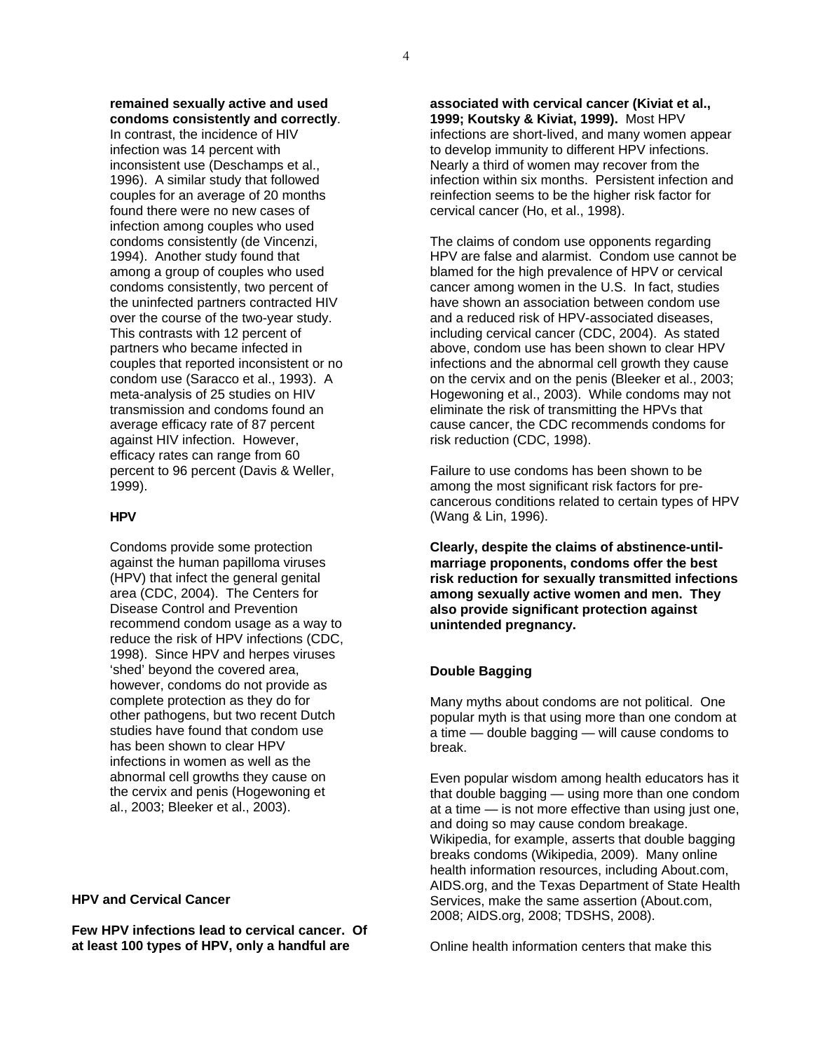**remained sexually active and used condoms consistently and correctly**. In contrast, the incidence of HIV infection was 14 percent with inconsistent use (Deschamps et al., 1996). A similar study that followed couples for an average of 20 months found there were no new cases of infection among couples who used condoms consistently (de Vincenzi, 1994). Another study found that among a group of couples who used condoms consistently, two percent of the uninfected partners contracted HIV over the course of the two-year study. This contrasts with 12 percent of partners who became infected in couples that reported inconsistent or no condom use (Saracco et al., 1993). A meta-analysis of 25 studies on HIV transmission and condoms found an average efficacy rate of 87 percent against HIV infection. However, efficacy rates can range from 60 percent to 96 percent (Davis & Weller, 1999).

### HPV

Condoms provide some protection against the human papilloma viruses (HPV) that infect the general genital area (CDC, 2004). The Centers for Disease Control and Prevention recommend condom usage as a way to reduce the risk of HPV infections (CDC, 1998). Since HPV and herpes viruses 'shed' beyond the covered area, however, condoms do not provide as complete protection as they do for other pathogens, but two recent Dutch studies have found that condom use has been shown to clear HPV infections in women as well as the abnormal cell growths they cause on the cervix and penis (Hogewoning et al., 2003; Bleeker et al., 2003).

## HPV and Cervical Cancer

**Few HPV infections lead to cervical cancer. Of at least 100 types of HPV, only a handful are associated with cervical cancer (Kiviat et al., 1999; Koutsky & Kiviat, 1999).** Most HPV infections are short-lived, and many women appear to develop immunity to different HPV infections. Nearly a third of women may recover from the infection within six months. Persistent infection and reinfection seems to be the higher risk factor for cervical cancer (Ho, et al., 1998).

The claims of condom use opponents regarding HPV are false and alarmist. Condom use cannot be blamed for the high prevalence of HPV or cervical cancer among women in the U.S. In fact, studies have shown an association between condom use and a reduced risk of HPV-associated diseases, including cervical cancer (CDC, 2004). As stated above, condom use has been shown to clear HPV infections and the abnormal cell growth they cause on the cervix and on the penis (Bleeker et al., 2003; Hogewoning et al., 2003). While condoms may not eliminate the risk of transmitting the HPVs that cause cancer, the CDC recommends condoms for risk reduction (CDC, 1998).

Failure to use condoms has been shown to be among the most significant risk factors for pre-cancerous conditions related to certain types of HPV (Wang & Lin, 1996).

**Clearly, despite the claims of abstinence-until-marriage proponents, condoms offer the best risk reduction for sexually transmitted infections among sexually active women and men. They also provide significant protection against unintended pregnancy.**

## Double Bagging

Many myths about condoms are not political. One popular myth is that using more than one condom at a time — double bagging — will cause condoms to break.

Even popular wisdom among health educators has it that double bagging — using more than one condom at a time — is not more effective than using just one, and doing so may cause condom breakage. Wikipedia, for example, asserts that double bagging breaks condoms (Wikipedia, 2009). Many online health information resources, including About.com, AIDS.org, and the Texas Department of State Health Services, make the same assertion (About.com, 2008; AIDS.org, 2008; TDSHS, 2008).

Online health information centers that make this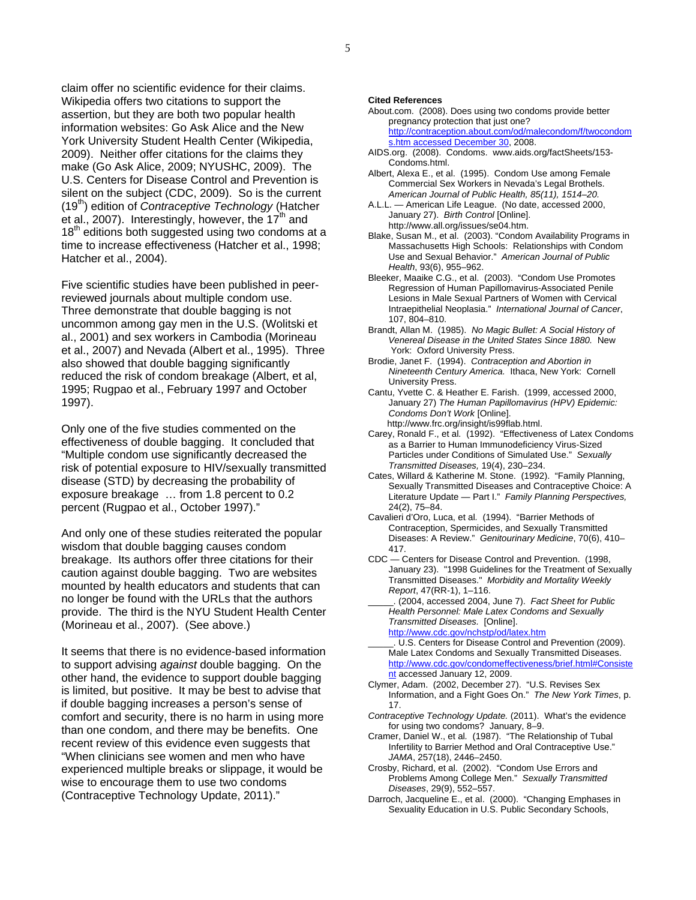claim offer no scientific evidence for their claims. Wikipedia offers two citations to support the assertion, but they are both two popular health information websites: Go Ask Alice and the New York University Student Health Center (Wikipedia, 2009). Neither offer citations for the claims they make (Go Ask Alice, 2009; NYUSHC, 2009). The U.S. Centers for Disease Control and Prevention is silent on the subject (CDC, 2009). So is the current (19th) edition of *Contraceptive Technology* (Hatcher et al., 2007). Interestingly, however, the 17th and 18th editions both suggested using two condoms at a time to increase effectiveness (Hatcher et al., 1998; Hatcher et al., 2004).

Five scientific studies have been published in peer-reviewed journals about multiple condom use. Three demonstrate that double bagging is not uncommon among gay men in the U.S. (Wolitski et al., 2001) and sex workers in Cambodia (Morineau et al., 2007) and Nevada (Albert et al., 1995). Three also showed that double bagging significantly reduced the risk of condom breakage (Albert, et al, 1995; Rugpao et al., February 1997 and October 1997).

Only one of the five studies commented on the effectiveness of double bagging. It concluded that "Multiple condom use significantly decreased the risk of potential exposure to HIV/sexually transmitted disease (STD) by decreasing the probability of exposure breakage … from 1.8 percent to 0.2 percent (Rugpao et al., October 1997)."

And only one of these studies reiterated the popular wisdom that double bagging causes condom breakage. Its authors offer three citations for their caution against double bagging. Two are websites mounted by health educators and students that can no longer be found with the URLs that the authors provide. The third is the NYU Student Health Center (Morineau et al., 2007). (See above.)

It seems that there is no evidence-based information to support advising *against* double bagging. On the other hand, the evidence to support double bagging is limited, but positive. It may be best to advise that if double bagging increases a person's sense of comfort and security, there is no harm in using more than one condom, and there may be benefits. One recent review of this evidence even suggests that "When clinicians see women and men who have experienced multiple breaks or slippage, it would be wise to encourage them to use two condoms (Contraceptive Technology Update, 2011)."

**Cited References**

About.com. (2008). Does using two condoms provide better pregnancy protection that just one? http://contraception.about.com/od/malecondom/f/twocondoms.htm accessed December 30, 2008.

AIDS.org. (2008). Condoms. www.aids.org/factSheets/153-Condoms.html.

Albert, Alexa E., et al. (1995). Condom Use among Female Commercial Sex Workers in Nevada's Legal Brothels. *American Journal of Public Health, 85(11), 1514–20.*

A.L.L. — American Life League. (No date, accessed 2000, January 27). *Birth Control* [Online]. http://www.all.org/issues/se04.htm.

Blake, Susan M., et al. (2003). "Condom Availability Programs in Massachusetts High Schools: Relationships with Condom Use and Sexual Behavior." *American Journal of Public Health*, 93(6), 955–962.

Bleeker, Maaike C.G., et al. (2003). "Condom Use Promotes Regression of Human Papillomavirus-Associated Penile Lesions in Male Sexual Partners of Women with Cervical Intraepithelial Neoplasia." *International Journal of Cancer*, 107, 804–810.

Brandt, Allan M. (1985). *No Magic Bullet: A Social History of Venereal Disease in the United States Since 1880.* New York: Oxford University Press.

Brodie, Janet F. (1994). *Contraception and Abortion in Nineteenth Century America.* Ithaca, New York: Cornell University Press.

Cantu, Yvette C. & Heather E. Farish. (1999, accessed 2000, January 27) *The Human Papillomavirus (HPV) Epidemic: Condoms Don't Work* [Online]. http://www.frc.org/insight/is99flab.html.

Carey, Ronald F., et al. (1992). "Effectiveness of Latex Condoms as a Barrier to Human Immunodeficiency Virus-Sized Particles under Conditions of Simulated Use." *Sexually Transmitted Diseases,* 19(4), 230–234.

Cates, Willard & Katherine M. Stone. (1992). "Family Planning, Sexually Transmitted Diseases and Contraceptive Choice: A Literature Update — Part I." *Family Planning Perspectives,* 24(2), 75–84.

Cavalieri d'Oro, Luca, et al. (1994). "Barrier Methods of Contraception, Spermicides, and Sexually Transmitted Diseases: A Review." *Genitourinary Medicine*, 70(6), 410–417.

CDC — Centers for Disease Control and Prevention. (1998, January 23). "1998 Guidelines for the Treatment of Sexually Transmitted Diseases." *Morbidity and Mortality Weekly Report*, 47(RR-1), 1–116.

_____. (2004, accessed 2004, June 7). *Fact Sheet for Public Health Personnel: Male Latex Condoms and Sexually Transmitted Diseases.* [Online]. http://www.cdc.gov/nchstp/od/latex.htm

_____. U.S. Centers for Disease Control and Prevention (2009). Male Latex Condoms and Sexually Transmitted Diseases. http://www.cdc.gov/condomeffectiveness/brief.html#Consistent accessed January 12, 2009.

Clymer, Adam. (2002, December 27). "U.S. Revises Sex Information, and a Fight Goes On." *The New York Times*, p. 17.

*Contraceptive Technology Update.* (2011). What's the evidence for using two condoms? January, 8–9.

Cramer, Daniel W., et al. (1987). "The Relationship of Tubal Infertility to Barrier Method and Oral Contraceptive Use." *JAMA*, 257(18), 2446–2450.

Crosby, Richard, et al. (2002). "Condom Use Errors and Problems Among College Men." *Sexually Transmitted Diseases*, 29(9), 552–557.

Darroch, Jacqueline E., et al. (2000). "Changing Emphases in Sexuality Education in U.S. Public Secondary Schools,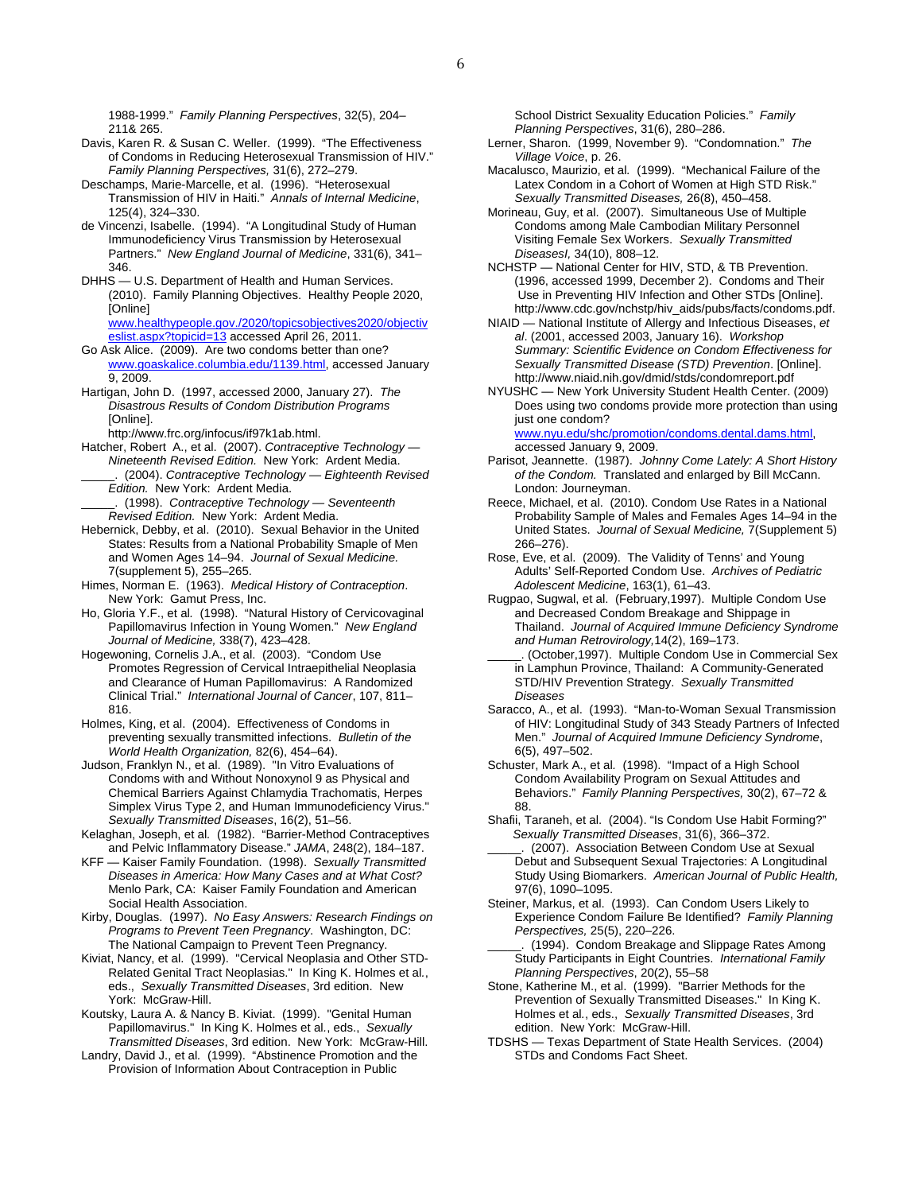1988-1999." *Family Planning Perspectives*, 32(5), 204–211& 265.

Davis, Karen R. & Susan C. Weller. (1999). "The Effectiveness of Condoms in Reducing Heterosexual Transmission of HIV." *Family Planning Perspectives,* 31(6), 272–279.

Deschamps, Marie-Marcelle, et al. (1996). "Heterosexual Transmission of HIV in Haiti." *Annals of Internal Medicine*, 125(4), 324–330.

de Vincenzi, Isabelle. (1994). "A Longitudinal Study of Human Immunodeficiency Virus Transmission by Heterosexual Partners." *New England Journal of Medicine*, 331(6), 341–346.

DHHS — U.S. Department of Health and Human Services. (2010). Family Planning Objectives. Healthy People 2020, [Online] www.healthypeople.gov./2020/topicsobjectives2020/objectiveslist.aspx?topicid=13 accessed April 26, 2011.

Go Ask Alice. (2009). Are two condoms better than one? www.goaskalice.columbia.edu/1139.html, accessed January 9, 2009.

Hartigan, John D. (1997, accessed 2000, January 27). *The Disastrous Results of Condom Distribution Programs* [Online]. http://www.frc.org/infocus/if97k1ab.html.

Hatcher, Robert A., et al. (2007). *Contraceptive Technology — Nineteenth Revised Edition.* New York: Ardent Media.

\_\_\_\_\_. (2004). *Contraceptive Technology — Eighteenth Revised Edition.* New York: Ardent Media.

\_\_\_\_\_. (1998). *Contraceptive Technology — Seventeenth Revised Edition.* New York: Ardent Media.

Hebernick, Debby, et al. (2010). Sexual Behavior in the United States: Results from a National Probability Smaple of Men and Women Ages 14–94. *Journal of Sexual Medicine.* 7(supplement 5), 255–265.

Himes, Norman E. (1963). *Medical History of Contraception*. New York: Gamut Press, Inc.

Ho, Gloria Y.F., et al*.* (1998). "Natural History of Cervicovaginal Papillomavirus Infection in Young Women." *New England Journal of Medicine,* 338(7), 423–428.

Hogewoning, Cornelis J.A., et al. (2003). "Condom Use Promotes Regression of Cervical Intraepithelial Neoplasia and Clearance of Human Papillomavirus: A Randomized Clinical Trial." *International Journal of Cancer*, 107, 811–816.

Holmes, King, et al. (2004). Effectiveness of Condoms in preventing sexually transmitted infections. *Bulletin of the World Health Organization,* 82(6), 454–64).

Judson, Franklyn N., et al. (1989). "In Vitro Evaluations of Condoms with and Without Nonoxynol 9 as Physical and Chemical Barriers Against Chlamydia Trachomatis, Herpes Simplex Virus Type 2, and Human Immunodeficiency Virus." *Sexually Transmitted Diseases*, 16(2), 51–56.

Kelaghan, Joseph, et al*.* (1982). "Barrier-Method Contraceptives and Pelvic Inflammatory Disease." *JAMA*, 248(2), 184–187.

KFF — Kaiser Family Foundation. (1998). *Sexually Transmitted Diseases in America: How Many Cases and at What Cost?* Menlo Park, CA: Kaiser Family Foundation and American Social Health Association.

Kirby, Douglas. (1997). *No Easy Answers: Research Findings on Programs to Prevent Teen Pregnancy*. Washington, DC: The National Campaign to Prevent Teen Pregnancy.

Kiviat, Nancy, et al. (1999). "Cervical Neoplasia and Other STD-Related Genital Tract Neoplasias." In King K. Holmes et al., eds., *Sexually Transmitted Diseases*, 3rd edition. New York: McGraw-Hill.

Koutsky, Laura A. & Nancy B. Kiviat. (1999). "Genital Human Papillomavirus." In King K. Holmes et al., eds., *Sexually Transmitted Diseases*, 3rd edition. New York: McGraw-Hill.

Landry, David J., et al*.* (1999). "Abstinence Promotion and the Provision of Information About Contraception in Public School District Sexuality Education Policies." *Family Planning Perspectives*, 31(6), 280–286.

Lerner, Sharon. (1999, November 9). "Condomnation." *The Village Voice*, p. 26.

Macalusco, Maurizio, et al*.* (1999). "Mechanical Failure of the Latex Condom in a Cohort of Women at High STD Risk." *Sexually Transmitted Diseases,* 26(8), 450–458.

Morineau, Guy, et al. (2007). Simultaneous Use of Multiple Condoms among Male Cambodian Military Personnel Visiting Female Sex Workers. *Sexually Transmitted DiseasesI,* 34(10), 808–12.

NCHSTP — National Center for HIV, STD, & TB Prevention. (1996, accessed 1999, December 2). Condoms and Their Use in Preventing HIV Infection and Other STDs [Online]. http://www.cdc.gov/nchstp/hiv_aids/pubs/facts/condoms.pdf.

NIAID — National Institute of Allergy and Infectious Diseases, *et al*. (2001, accessed 2003, January 16). *Workshop Summary: Scientific Evidence on Condom Effectiveness for Sexually Transmitted Disease (STD) Prevention*. [Online]. http://www.niaid.nih.gov/dmid/stds/condomreport.pdf

NYUSHC — New York University Student Health Center. (2009) Does using two condoms provide more protection than using just one condom? www.nyu.edu/shc/promotion/condoms.dental.dams.html, accessed January 9, 2009.

Parisot, Jeannette. (1987). *Johnny Come Lately: A Short History of the Condom.* Translated and enlarged by Bill McCann. London: Journeyman.

Reece, Michael, et al. (2010). Condom Use Rates in a National Probability Sample of Males and Females Ages 14–94 in the United States. *Journal of Sexual Medicine,* 7(Supplement 5) 266–276).

Rose, Eve, et al. (2009). The Validity of Tenns' and Young Adults' Self-Reported Condom Use. *Archives of Pediatric Adolescent Medicine*, 163(1), 61–43.

Rugpao, Sugwal, et al. (February,1997). Multiple Condom Use and Decreased Condom Breakage and Shippage in Thailand. *Journal of Acquired Immune Deficiency Syndrome and Human Retrovirology,*14(2), 169–173.

\_\_\_\_\_. (October,1997). Multiple Condom Use in Commercial Sex in Lamphun Province, Thailand: A Community-Generated STD/HIV Prevention Strategy. *Sexually Transmitted Diseases*

Saracco, A., et al. (1993). "Man-to-Woman Sexual Transmission of HIV: Longitudinal Study of 343 Steady Partners of Infected Men." *Journal of Acquired Immune Deficiency Syndrome*, 6(5), 497–502.

Schuster, Mark A., et al*.* (1998). "Impact of a High School Condom Availability Program on Sexual Attitudes and Behaviors." *Family Planning Perspectives,* 30(2), 67–72 & 88.

Shafii, Taraneh, et al. (2004). "Is Condom Use Habit Forming?" *Sexually Transmitted Diseases*, 31(6), 366–372.

\_\_\_\_\_. (2007). Association Between Condom Use at Sexual Debut and Subsequent Sexual Trajectories: A Longitudinal Study Using Biomarkers. *American Journal of Public Health,* 97(6), 1090–1095.

Steiner, Markus, et al. (1993). Can Condom Users Likely to Experience Condom Failure Be Identified? *Family Planning Perspectives,* 25(5), 220–226.

\_\_\_\_\_. (1994). Condom Breakage and Slippage Rates Among Study Participants in Eight Countries. *International Family Planning Perspectives*, 20(2), 55–58

Stone, Katherine M., et al. (1999). "Barrier Methods for the Prevention of Sexually Transmitted Diseases." In King K. Holmes et al., eds., *Sexually Transmitted Diseases*, 3rd edition. New York: McGraw-Hill.

TDSHS — Texas Department of State Health Services. (2004) STDs and Condoms Fact Sheet.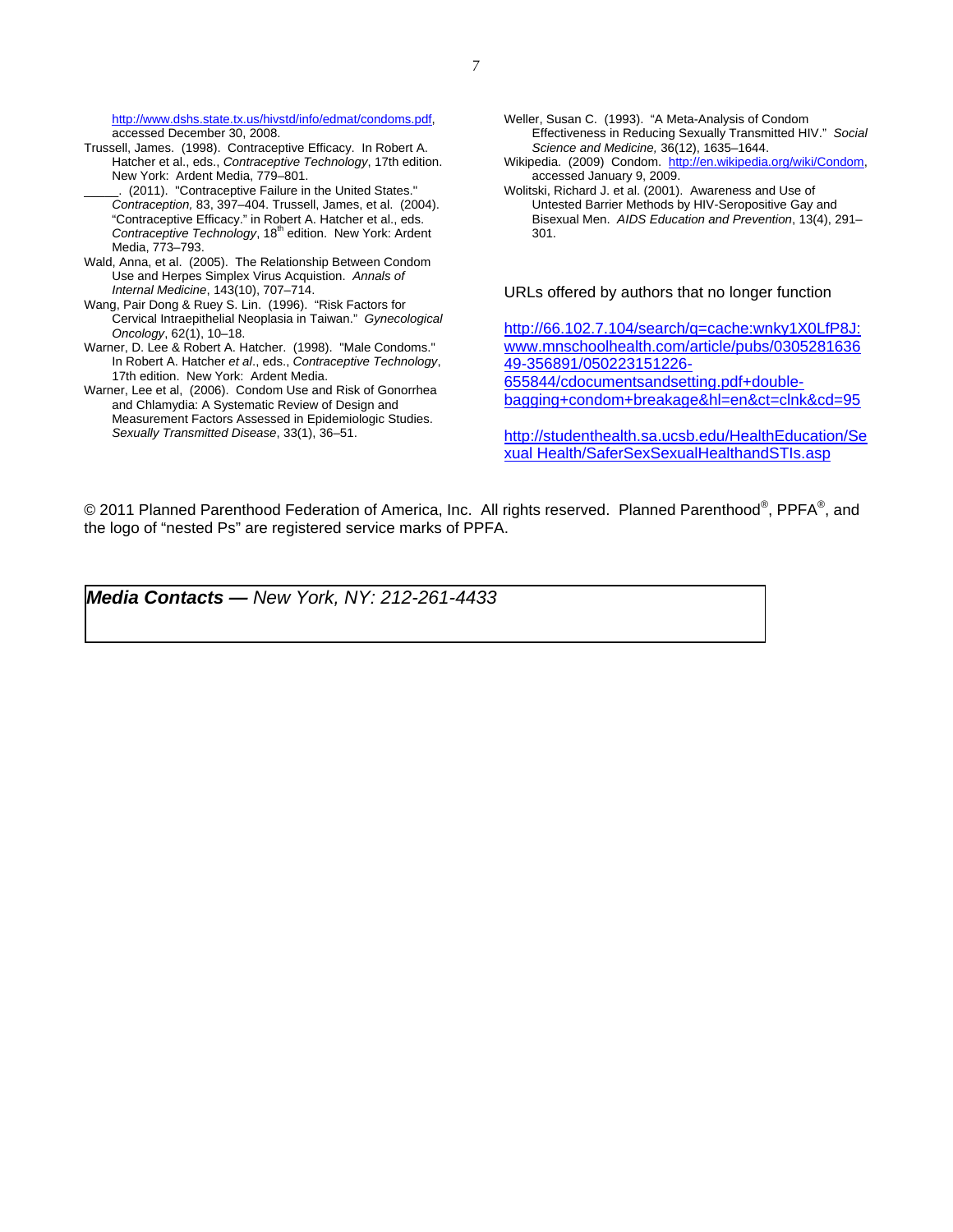http://www.dshs.state.tx.us/hivstd/info/edmat/condoms.pdf, accessed December 30, 2008.

Trussell, James. (1998). Contraceptive Efficacy. In Robert A. Hatcher et al., eds., *Contraceptive Technology*, 17th edition. New York: Ardent Media, 779–801.

_____. (2011). "Contraceptive Failure in the United States." *Contraception,* 83, 397–404. Trussell, James, et al. (2004). "Contraceptive Efficacy." in Robert A. Hatcher et al., eds. *Contraceptive Technology*, 18th edition. New York: Ardent Media, 773–793.

Wald, Anna, et al. (2005). The Relationship Between Condom Use and Herpes Simplex Virus Acquistion. *Annals of Internal Medicine*, 143(10), 707–714.

Wang, Pair Dong & Ruey S. Lin. (1996). "Risk Factors for Cervical Intraepithelial Neoplasia in Taiwan." *Gynecological Oncology*, 62(1), 10–18.

Warner, D. Lee & Robert A. Hatcher. (1998). "Male Condoms." In Robert A. Hatcher *et al*., eds., *Contraceptive Technology*, 17th edition. New York: Ardent Media.

Warner, Lee et al, (2006). Condom Use and Risk of Gonorrhea and Chlamydia: A Systematic Review of Design and Measurement Factors Assessed in Epidemiologic Studies. *Sexually Transmitted Disease*, 33(1), 36–51.

Weller, Susan C. (1993). "A Meta-Analysis of Condom Effectiveness in Reducing Sexually Transmitted HIV." *Social Science and Medicine,* 36(12), 1635–1644.

Wikipedia. (2009) Condom. http://en.wikipedia.org/wiki/Condom, accessed January 9, 2009.

Wolitski, Richard J. et al. (2001). Awareness and Use of Untested Barrier Methods by HIV-Seropositive Gay and Bisexual Men. *AIDS Education and Prevention*, 13(4), 291–301.

URLs offered by authors that no longer function

http://66.102.7.104/search/q=cache:wnky1X0LfP8J:www.mnschoolhealth.com/article/pubs/030528163649-356891/050223151226-655844/cdocumentsandsetting.pdf+double-bagging+condom+breakage&hl=en&ct=clnk&cd=95

http://studenthealth.sa.ucsb.edu/HealthEducation/Sexual Health/SaferSexSexualHealthandSTIs.asp

© 2011 Planned Parenthood Federation of America, Inc. All rights reserved. Planned Parenthood®, PPFA®, and the logo of "nested Ps" are registered service marks of PPFA.

***Media Contacts —*** *New York, NY: 212-261-4433*